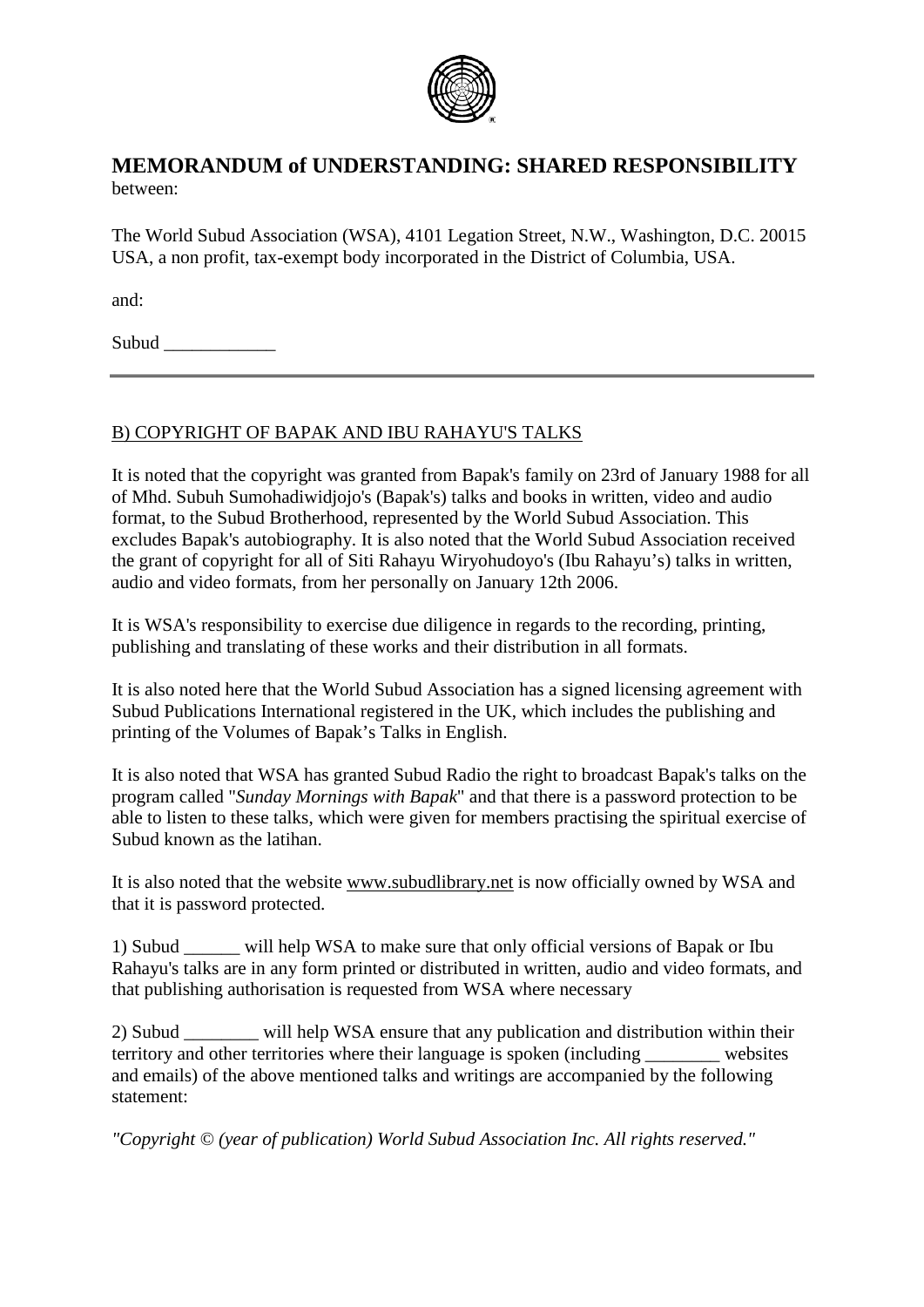# MEMORANDUM of UNDERSTANDING: SHARED RESPONSIBILITY

between:

The World Subud Association (WSA), 4101 Legation Street, N.W., Washington, D.C. 20015 USA, a non profit, tax-exempt body incorporated in the District of Columbia, USA.

and:

Subud ____________

---

B) COPYRIGHT OF BAPAK AND IBU RAHAYU'S TALKS

It is noted that the copyright was granted from Bapak's family on 23rd of January 1988 for all of Mhd. Subuh Sumohadiwidjojo's (Bapak's) talks and books in written, video and audio format, to the Subud Brotherhood, represented by the World Subud Association. This excludes Bapak's autobiography. It is also noted that the World Subud Association received the grant of copyright for all of Siti Rahayu Wiryohudoyo's (Ibu Rahayu's) talks in written, audio and video formats, from her personally on January 12th 2006.

It is WSA's responsibility to exercise due diligence in regards to the recording, printing, publishing and translating of these works and their distribution in all formats.

It is also noted here that the World Subud Association has a signed licensing agreement with Subud Publications International registered in the UK, which includes the publishing and printing of the Volumes of Bapak's Talks in English.

It is also noted that WSA has granted Subud Radio the right to broadcast Bapak's talks on the program called "*Sunday Mornings with Bapak*" and that there is a password protection to be able to listen to these talks, which were given for members practising the spiritual exercise of Subud known as the latihan.

It is also noted that the website www.subudlibrary.net is now officially owned by WSA and that it is password protected.

1) Subud ______ will help WSA to make sure that only official versions of Bapak or Ibu Rahayu's talks are in any form printed or distributed in written, audio and video formats, and that publishing authorisation is requested from WSA where necessary

2) Subud ________ will help WSA ensure that any publication and distribution within their territory and other territories where their language is spoken (including ________ websites and emails) of the above mentioned talks and writings are accompanied by the following statement:

*"Copyright © (year of publication) World Subud Association Inc. All rights reserved."*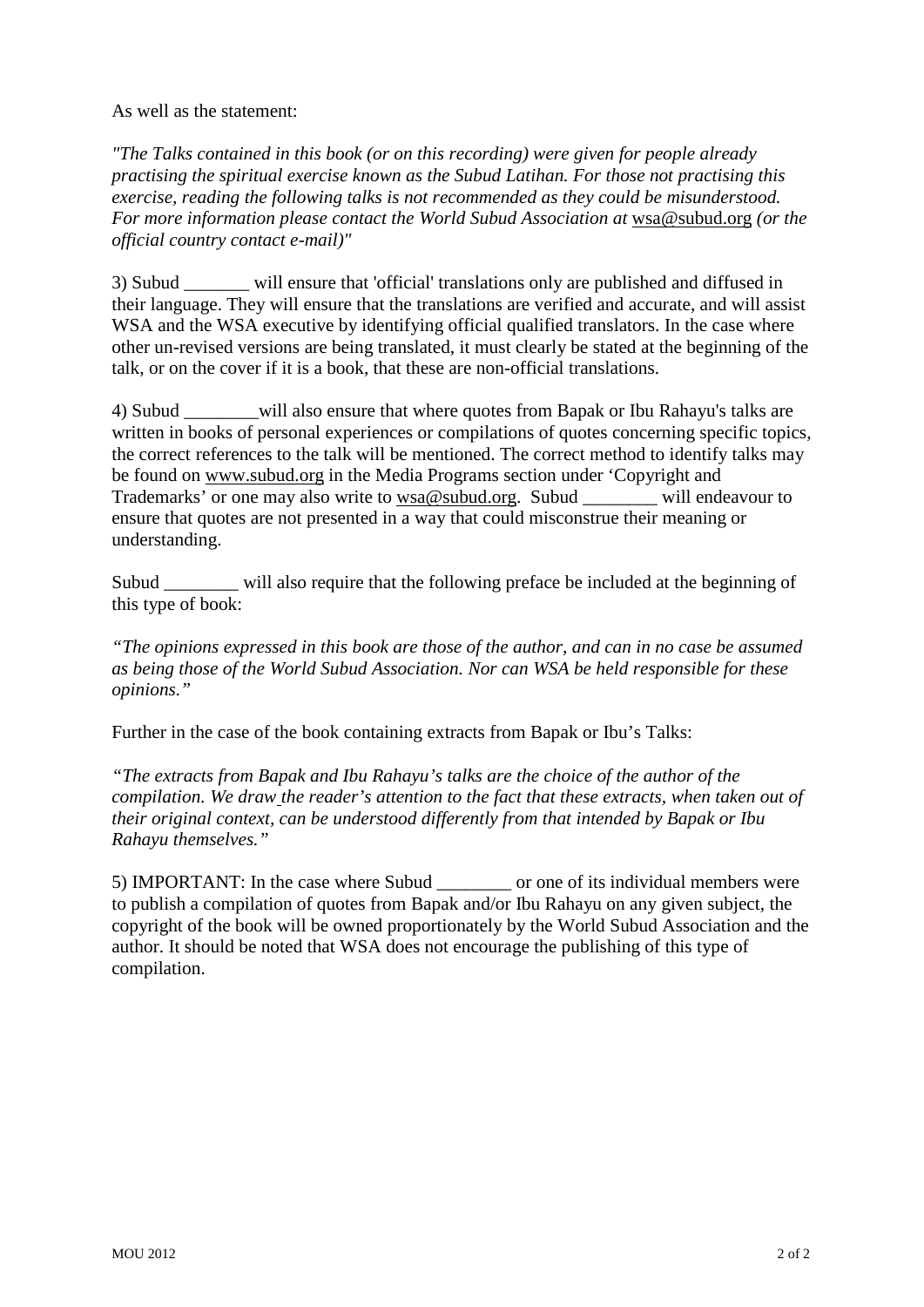As well as the statement:

*"The Talks contained in this book (or on this recording) were given for people already practising the spiritual exercise known as the Subud Latihan. For those not practising this exercise, reading the following talks is not recommended as they could be misunderstood. For more information please contact the World Subud Association at* wsa@subud.org *(or the official country contact e-mail)"*

3) Subud _______ will ensure that 'official' translations only are published and diffused in their language. They will ensure that the translations are verified and accurate, and will assist WSA and the WSA executive by identifying official qualified translators. In the case where other un-revised versions are being translated, it must clearly be stated at the beginning of the talk, or on the cover if it is a book, that these are non-official translations.

4) Subud ________will also ensure that where quotes from Bapak or Ibu Rahayu's talks are written in books of personal experiences or compilations of quotes concerning specific topics, the correct references to the talk will be mentioned. The correct method to identify talks may be found on www.subud.org in the Media Programs section under 'Copyright and Trademarks' or one may also write to wsa@subud.org. Subud ________ will endeavour to ensure that quotes are not presented in a way that could misconstrue their meaning or understanding.

Subud ________ will also require that the following preface be included at the beginning of this type of book:

*"The opinions expressed in this book are those of the author, and can in no case be assumed as being those of the World Subud Association. Nor can WSA be held responsible for these opinions."*

Further in the case of the book containing extracts from Bapak or Ibu's Talks:

*"The extracts from Bapak and Ibu Rahayu's talks are the choice of the author of the compilation. We draw the reader's attention to the fact that these extracts, when taken out of their original context, can be understood differently from that intended by Bapak or Ibu Rahayu themselves."*

5) IMPORTANT: In the case where Subud ________ or one of its individual members were to publish a compilation of quotes from Bapak and/or Ibu Rahayu on any given subject, the copyright of the book will be owned proportionately by the World Subud Association and the author. It should be noted that WSA does not encourage the publishing of this type of compilation.